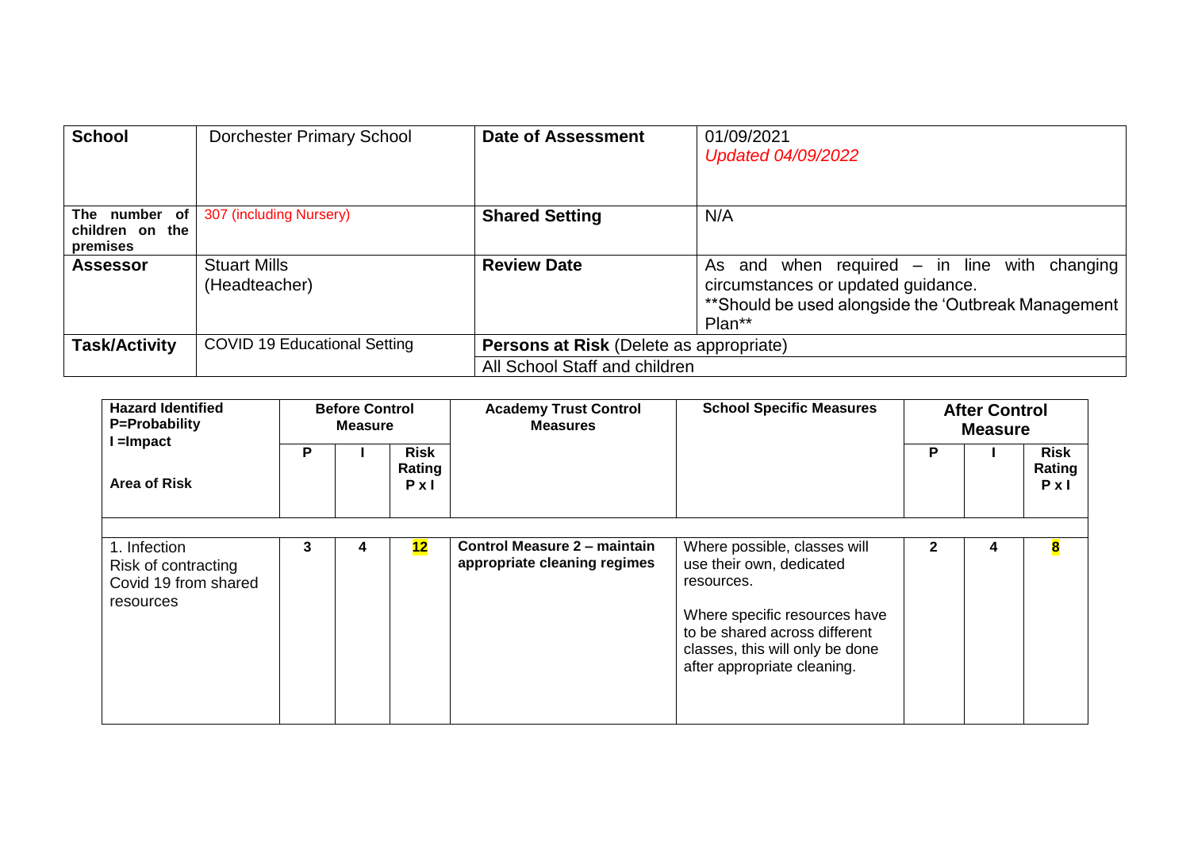| **School** | Dorchester Primary School | **Date of Assessment** | 01/09/2021<br>*Updated 04/09/2022* |
|---|---|---|---|
| **The number of children on the premises** | 307 (including Nursery) | **Shared Setting** | N/A |
| **Assessor** | Stuart Mills (Headteacher) | **Review Date** | As and when required – in line with changing circumstances or updated guidance.<br>**Should be used alongside the 'Outbreak Management Plan** |
| **Task/Activity** | COVID 19 Educational Setting | **Persons at Risk** (Delete as appropriate)<br>All School Staff and children | |

| **Hazard Identified P=Probability I =Impact** | **Before Control Measure** | | | **Academy Trust Control Measures** | **School Specific Measures** | **After Control Measure** | | |
|---|---|---|---|---|---|---|---|---|
| **Area of Risk** | **P** | **I** | **Risk Rating P x I** | | | **P** | **I** | **Risk Rating P x I** |
| | | | | | | | | |
| 1. Infection<br>Risk of contracting Covid 19 from shared resources | **3** | **4** | **12** | **Control Measure 2 – maintain appropriate cleaning regimes** | Where possible, classes will use their own, dedicated resources.<br><br>Where specific resources have to be shared across different classes, this will only be done after appropriate cleaning. | **2** | **4** | **8** |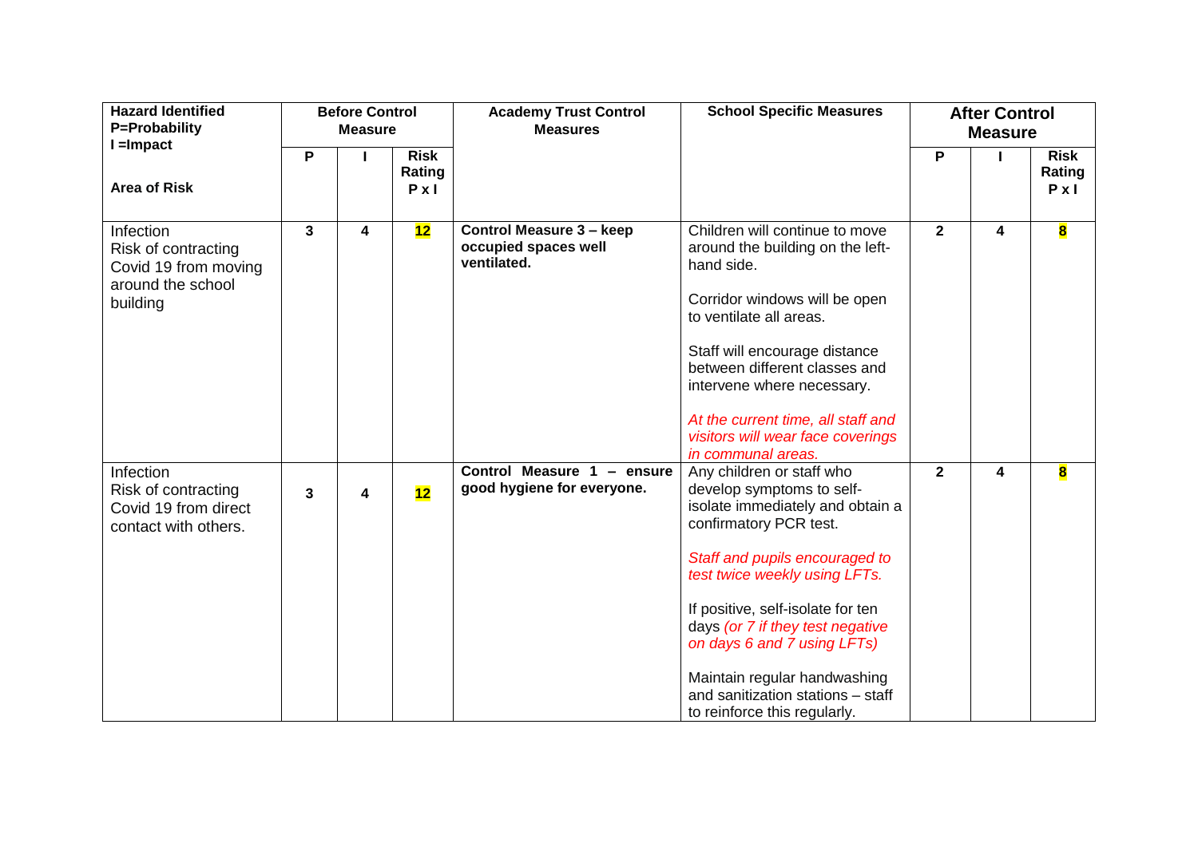| **Hazard Identified P=Probability I =Impact**<br><br>**Area of Risk** | **Before Control Measure** | | | **Academy Trust Control Measures** | **School Specific Measures** | **After Control Measure** | | |
|---|---|---|---|---|---|---|---|---|
| | **P** | **I** | **Risk Rating P x I** | | | **P** | **I** | **Risk Rating P x I** |
| Infection<br>Risk of contracting Covid 19 from moving around the school building | **3** | **4** | **12** | **Control Measure 3 – keep occupied spaces well ventilated.** | Children will continue to move around the building on the left-hand side.<br><br>Corridor windows will be open to ventilate all areas.<br><br>Staff will encourage distance between different classes and intervene where necessary.<br><br>*At the current time, all staff and visitors will wear face coverings in communal areas.* | **2** | **4** | **8** |
| Infection<br>Risk of contracting Covid 19 from direct contact with others. | **3** | **4** | **12** | **Control Measure 1 – ensure good hygiene for everyone.** | Any children or staff who develop symptoms to self-isolate immediately and obtain a confirmatory PCR test.<br><br>*Staff and pupils encouraged to test twice weekly using LFTs.*<br><br>If positive, self-isolate for ten days *(or 7 if they test negative on days 6 and 7 using LFTs)*<br><br>Maintain regular handwashing and sanitization stations – staff to reinforce this regularly. | **2** | **4** | **8** |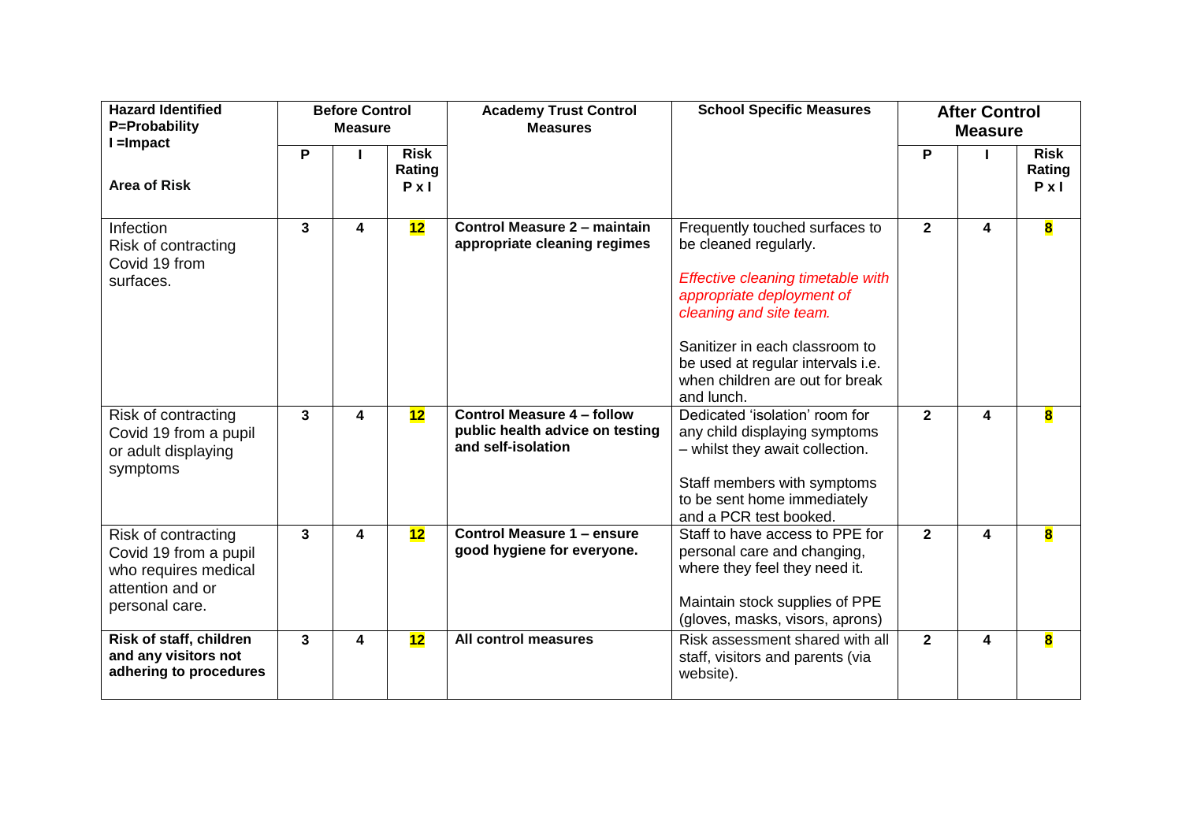| Hazard Identified<br>P=Probability<br>I =Impact<br><br>Area of Risk | Before Control Measure | | | Academy Trust Control Measures | School Specific Measures | After Control Measure | | |
|---|---|---|---|---|---|---|---|---|
| | P | I | Risk Rating P x I | | | P | I | Risk Rating P x I |
| Infection<br>Risk of contracting Covid 19 from surfaces. | 3 | 4 | **12** | **Control Measure 2 – maintain appropriate cleaning regimes** | Frequently touched surfaces to be cleaned regularly.<br><br>*Effective cleaning timetable with appropriate deployment of cleaning and site team.*<br><br>Sanitizer in each classroom to be used at regular intervals i.e. when children are out for break and lunch. | 2 | 4 | **8** |
| Risk of contracting Covid 19 from a pupil or adult displaying symptoms | 3 | 4 | **12** | **Control Measure 4 – follow public health advice on testing and self-isolation** | Dedicated 'isolation' room for any child displaying symptoms – whilst they await collection.<br><br>Staff members with symptoms to be sent home immediately and a PCR test booked. | 2 | 4 | **8** |
| Risk of contracting Covid 19 from a pupil who requires medical attention and or personal care. | 3 | 4 | **12** | **Control Measure 1 – ensure good hygiene for everyone.** | Staff to have access to PPE for personal care and changing, where they feel they need it.<br><br>Maintain stock supplies of PPE (gloves, masks, visors, aprons) | 2 | 4 | **8** |
| **Risk of staff, children and any visitors not adhering to procedures** | 3 | 4 | **12** | **All control measures** | Risk assessment shared with all staff, visitors and parents (via website). | 2 | 4 | **8** |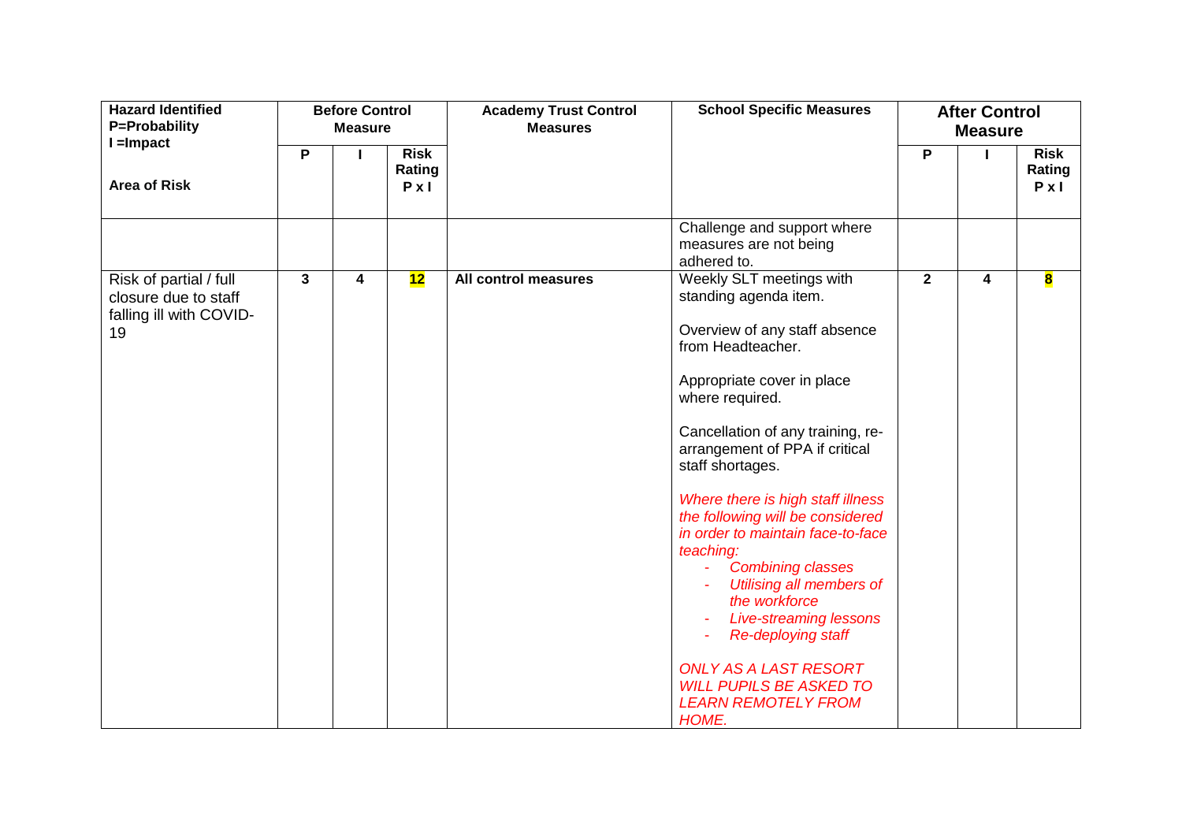| Hazard Identified<br>P=Probability<br>I =Impact<br><br>Area of Risk | Before Control Measure | | | Academy Trust Control Measures | School Specific Measures | After Control Measure | | |
|---|---|---|---|---|---|---|---|---|
| | P | I | Risk Rating P x I | | | P | I | Risk Rating P x I |
| | | | | | Challenge and support where measures are not being adhered to. | | | |
| Risk of partial / full closure due to staff falling ill with COVID-19 | 3 | 4 | **12** | **All control measures** | Weekly SLT meetings with standing agenda item.<br><br>Overview of any staff absence from Headteacher.<br><br>Appropriate cover in place where required.<br><br>Cancellation of any training, re-arrangement of PPA if critical staff shortages.<br><br>*Where there is high staff illness the following will be considered in order to maintain face-to-face teaching:*<br>- *Combining classes*<br>- *Utilising all members of the workforce*<br>- *Live-streaming lessons*<br>- *Re-deploying staff*<br><br>*ONLY AS A LAST RESORT WILL PUPILS BE ASKED TO LEARN REMOTELY FROM HOME.* | 2 | 4 | **8** |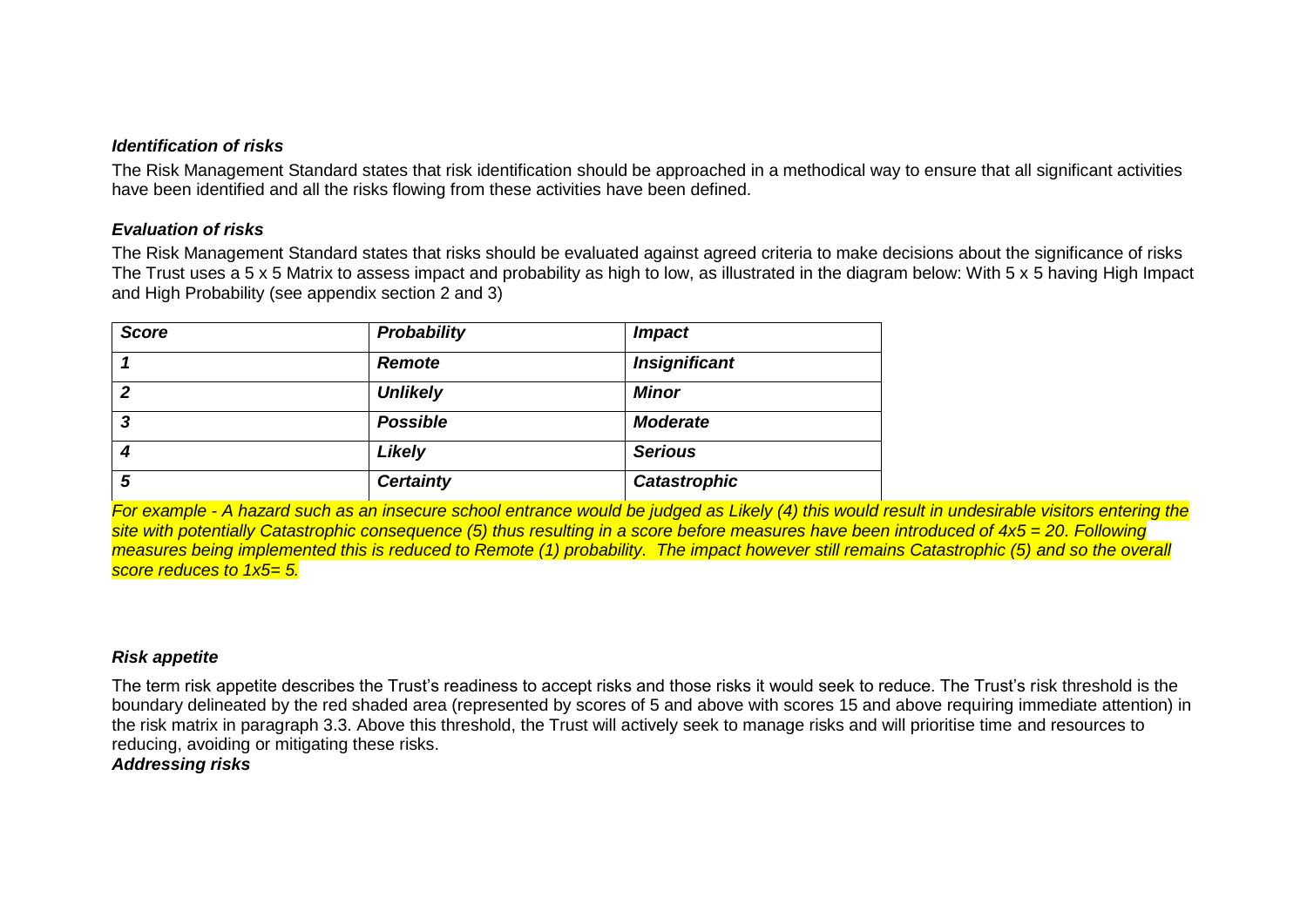### *Identification of risks*

The Risk Management Standard states that risk identification should be approached in a methodical way to ensure that all significant activities have been identified and all the risks flowing from these activities have been defined.

### *Evaluation of risks*

The Risk Management Standard states that risks should be evaluated against agreed criteria to make decisions about the significance of risks The Trust uses a 5 x 5 Matrix to assess impact and probability as high to low, as illustrated in the diagram below: With 5 x 5 having High Impact and High Probability (see appendix section 2 and 3)

| ***Score*** | ***Probability*** | ***Impact*** |
|---|---|---|
| ***1*** | ***Remote*** | ***Insignificant*** |
| ***2*** | ***Unlikely*** | ***Minor*** |
| ***3*** | ***Possible*** | ***Moderate*** |
| ***4*** | ***Likely*** | ***Serious*** |
| ***5*** | ***Certainty*** | ***Catastrophic*** |

*For example - A hazard such as an insecure school entrance would be judged as Likely (4) this would result in undesirable visitors entering the site with potentially Catastrophic consequence (5) thus resulting in a score before measures have been introduced of 4x5 = 20. Following measures being implemented this is reduced to Remote (1) probability. The impact however still remains Catastrophic (5) and so the overall score reduces to 1x5= 5.*

### *Risk appetite*

The term risk appetite describes the Trust's readiness to accept risks and those risks it would seek to reduce. The Trust's risk threshold is the boundary delineated by the red shaded area (represented by scores of 5 and above with scores 15 and above requiring immediate attention) in the risk matrix in paragraph 3.3. Above this threshold, the Trust will actively seek to manage risks and will prioritise time and resources to reducing, avoiding or mitigating these risks.

### *Addressing risks*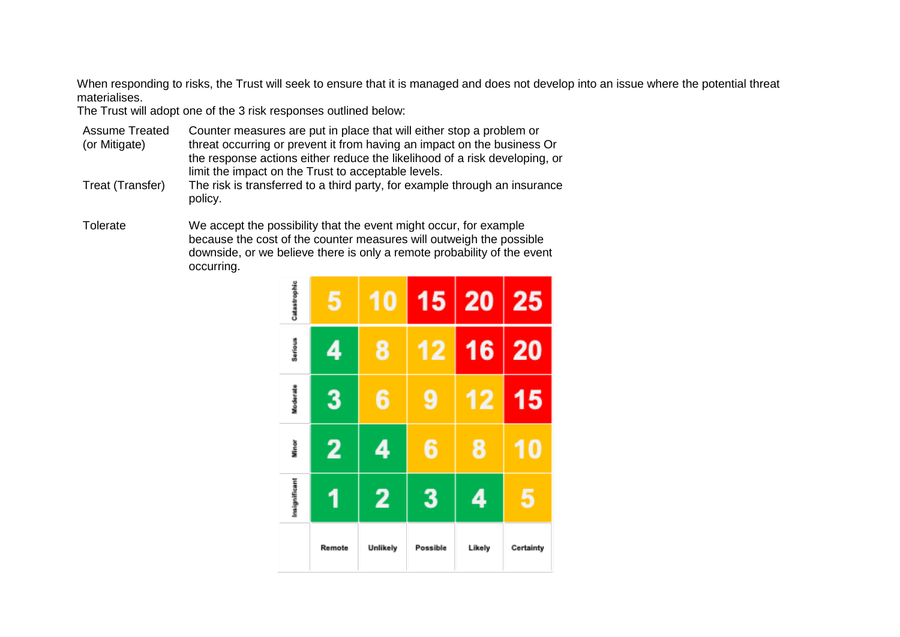When responding to risks, the Trust will seek to ensure that it is managed and does not develop into an issue where the potential threat materialises.

The Trust will adopt one of the 3 risk responses outlined below:

| | |
|---|---|
| Assume Treated (or Mitigate) | Counter measures are put in place that will either stop a problem or threat occurring or prevent it from having an impact on the business Or the response actions either reduce the likelihood of a risk developing, or limit the impact on the Trust to acceptable levels. |
| Treat (Transfer) | The risk is transferred to a third party, for example through an insurance policy. |
| Tolerate | We accept the possibility that the event might occur, for example because the cost of the counter measures will outweigh the possible downside, or we believe there is only a remote probability of the event occurring. |

| | Remote | Unlikely | Possible | Likely | Certainty |
|---|---|---|---|---|---|
| Catastrophic | 5 | 10 | 15 | 20 | 25 |
| Serious | 4 | 8 | 12 | 16 | 20 |
| Moderate | 3 | 6 | 9 | 12 | 15 |
| Minor | 2 | 4 | 6 | 8 | 10 |
| Insignificant | 1 | 2 | 3 | 4 | 5 |